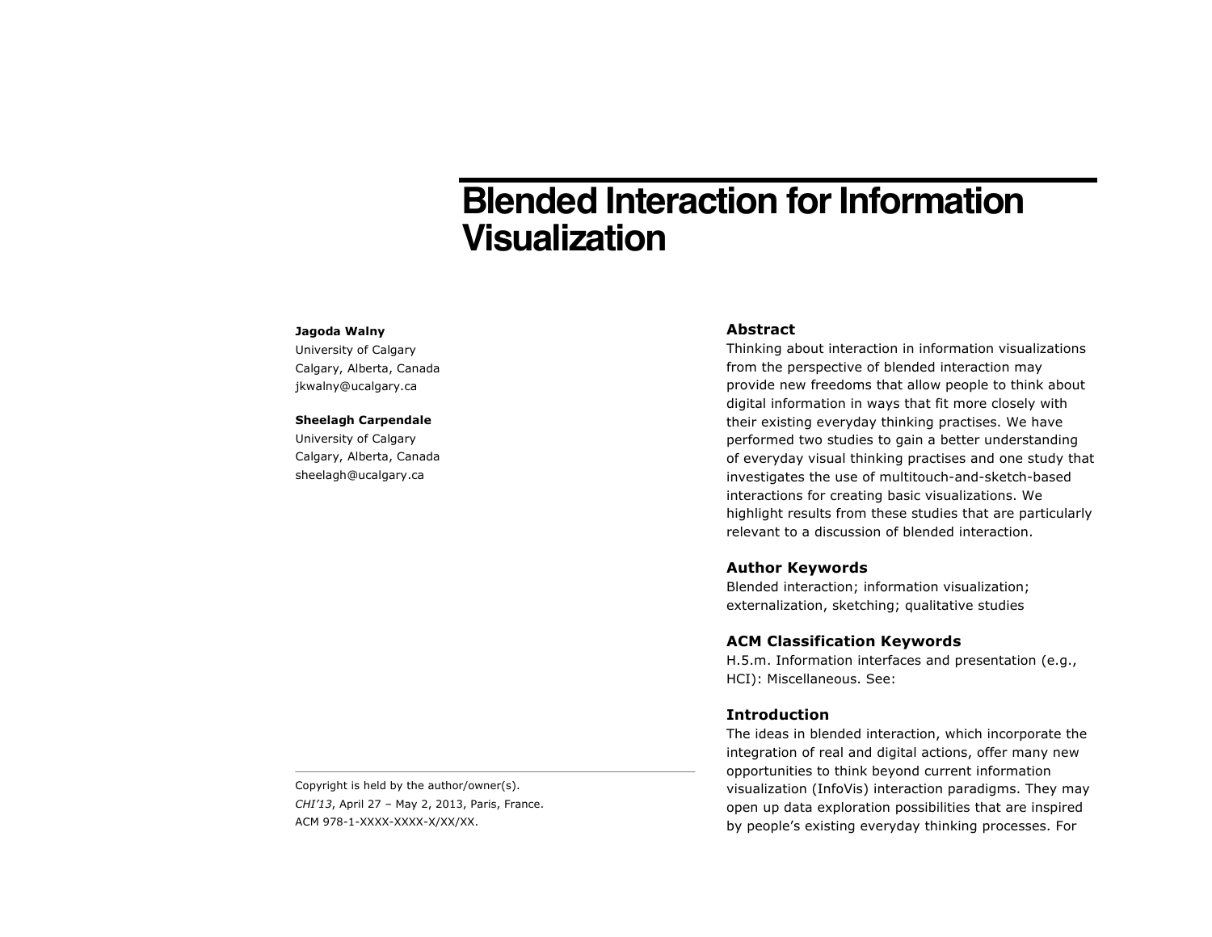# Blended Interaction for Information Visualization

**Jagoda Walny**
University of Calgary
Calgary, Alberta, Canada
jkwalny@ucalgary.ca

**Sheelagh Carpendale**
University of Calgary
Calgary, Alberta, Canada
sheelagh@ucalgary.ca

Copyright is held by the author/owner(s).
*CHI'13*, April 27 – May 2, 2013, Paris, France.
ACM 978-1-XXXX-XXXX-X/XX/XX.

## Abstract

Thinking about interaction in information visualizations from the perspective of blended interaction may provide new freedoms that allow people to think about digital information in ways that fit more closely with their existing everyday thinking practises. We have performed two studies to gain a better understanding of everyday visual thinking practises and one study that investigates the use of multitouch-and-sketch-based interactions for creating basic visualizations. We highlight results from these studies that are particularly relevant to a discussion of blended interaction.

## Author Keywords

Blended interaction; information visualization; externalization, sketching; qualitative studies

## ACM Classification Keywords

H.5.m. Information interfaces and presentation (e.g., HCI): Miscellaneous. See:

## Introduction

The ideas in blended interaction, which incorporate the integration of real and digital actions, offer many new opportunities to think beyond current information visualization (InfoVis) interaction paradigms. They may open up data exploration possibilities that are inspired by people's existing everyday thinking processes. For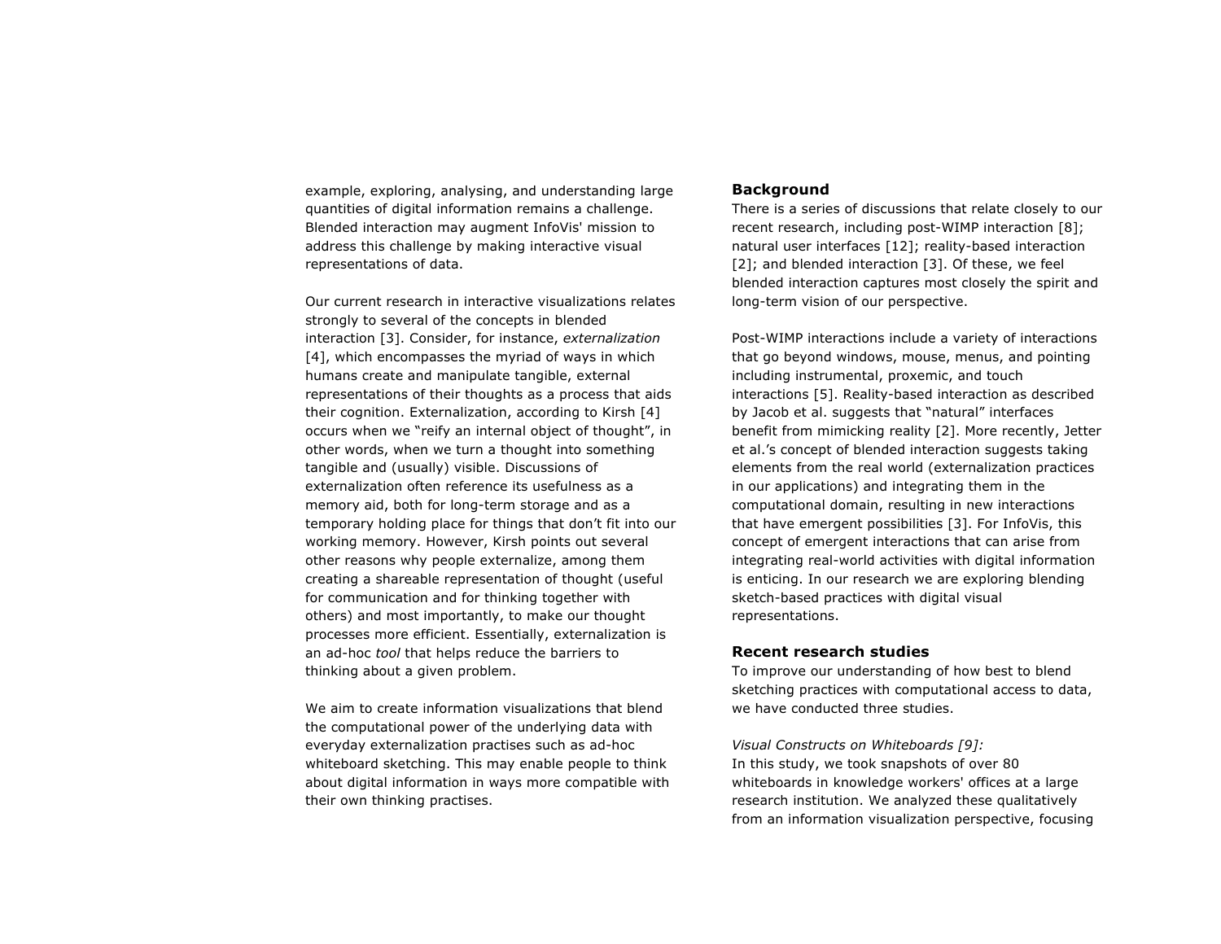example, exploring, analysing, and understanding large quantities of digital information remains a challenge. Blended interaction may augment InfoVis' mission to address this challenge by making interactive visual representations of data.

Our current research in interactive visualizations relates strongly to several of the concepts in blended interaction [3]. Consider, for instance, *externalization* [4], which encompasses the myriad of ways in which humans create and manipulate tangible, external representations of their thoughts as a process that aids their cognition. Externalization, according to Kirsh [4] occurs when we "reify an internal object of thought", in other words, when we turn a thought into something tangible and (usually) visible. Discussions of externalization often reference its usefulness as a memory aid, both for long-term storage and as a temporary holding place for things that don't fit into our working memory. However, Kirsh points out several other reasons why people externalize, among them creating a shareable representation of thought (useful for communication and for thinking together with others) and most importantly, to make our thought processes more efficient. Essentially, externalization is an ad-hoc *tool* that helps reduce the barriers to thinking about a given problem.

We aim to create information visualizations that blend the computational power of the underlying data with everyday externalization practises such as ad-hoc whiteboard sketching. This may enable people to think about digital information in ways more compatible with their own thinking practises.

## Background

There is a series of discussions that relate closely to our recent research, including post-WIMP interaction [8]; natural user interfaces [12]; reality-based interaction [2]; and blended interaction [3]. Of these, we feel blended interaction captures most closely the spirit and long-term vision of our perspective.

Post-WIMP interactions include a variety of interactions that go beyond windows, mouse, menus, and pointing including instrumental, proxemic, and touch interactions [5]. Reality-based interaction as described by Jacob et al. suggests that "natural" interfaces benefit from mimicking reality [2]. More recently, Jetter et al.'s concept of blended interaction suggests taking elements from the real world (externalization practices in our applications) and integrating them in the computational domain, resulting in new interactions that have emergent possibilities [3]. For InfoVis, this concept of emergent interactions that can arise from integrating real-world activities with digital information is enticing. In our research we are exploring blending sketch-based practices with digital visual representations.

## Recent research studies

To improve our understanding of how best to blend sketching practices with computational access to data, we have conducted three studies.

*Visual Constructs on Whiteboards [9]:*
In this study, we took snapshots of over 80 whiteboards in knowledge workers' offices at a large research institution. We analyzed these qualitatively from an information visualization perspective, focusing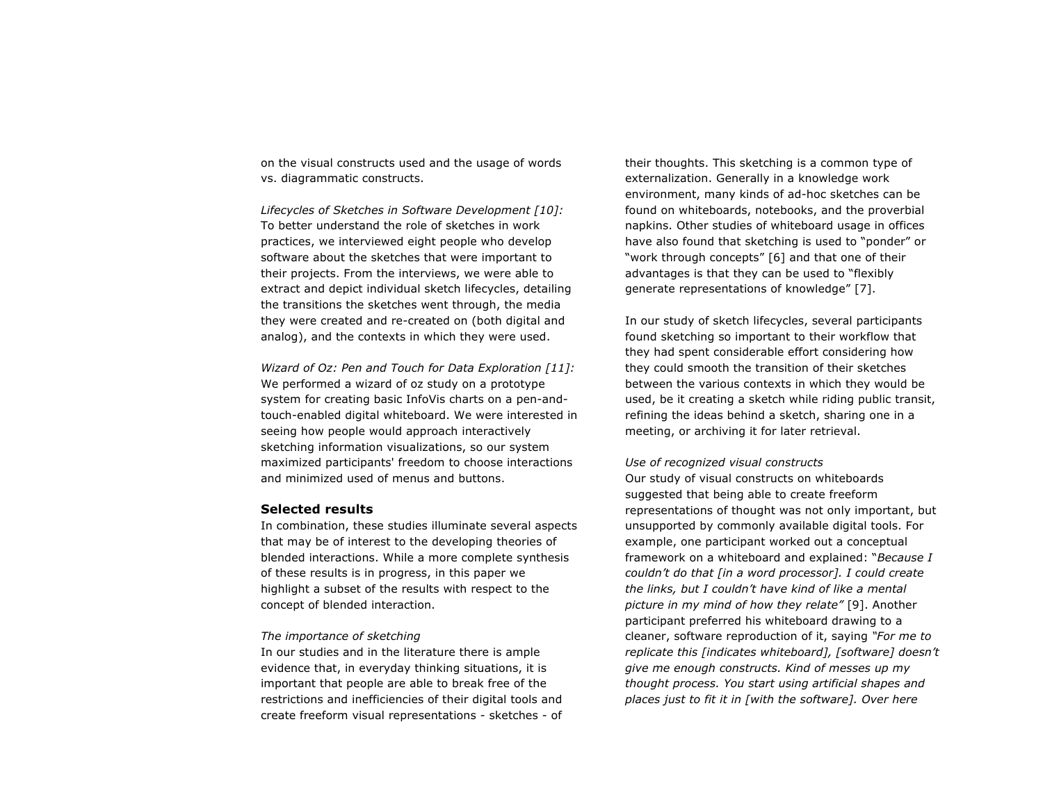on the visual constructs used and the usage of words vs. diagrammatic constructs.

*Lifecycles of Sketches in Software Development [10]:* To better understand the role of sketches in work practices, we interviewed eight people who develop software about the sketches that were important to their projects. From the interviews, we were able to extract and depict individual sketch lifecycles, detailing the transitions the sketches went through, the media they were created and re-created on (both digital and analog), and the contexts in which they were used.

*Wizard of Oz: Pen and Touch for Data Exploration [11]:* We performed a wizard of oz study on a prototype system for creating basic InfoVis charts on a pen-and-touch-enabled digital whiteboard. We were interested in seeing how people would approach interactively sketching information visualizations, so our system maximized participants' freedom to choose interactions and minimized used of menus and buttons.

## Selected results

In combination, these studies illuminate several aspects that may be of interest to the developing theories of blended interactions. While a more complete synthesis of these results is in progress, in this paper we highlight a subset of the results with respect to the concept of blended interaction.

*The importance of sketching*

In our studies and in the literature there is ample evidence that, in everyday thinking situations, it is important that people are able to break free of the restrictions and inefficiencies of their digital tools and create freeform visual representations - sketches - of their thoughts. This sketching is a common type of externalization. Generally in a knowledge work environment, many kinds of ad-hoc sketches can be found on whiteboards, notebooks, and the proverbial napkins. Other studies of whiteboard usage in offices have also found that sketching is used to "ponder" or "work through concepts" [6] and that one of their advantages is that they can be used to "flexibly generate representations of knowledge" [7].

In our study of sketch lifecycles, several participants found sketching so important to their workflow that they had spent considerable effort considering how they could smooth the transition of their sketches between the various contexts in which they would be used, be it creating a sketch while riding public transit, refining the ideas behind a sketch, sharing one in a meeting, or archiving it for later retrieval.

*Use of recognized visual constructs*

Our study of visual constructs on whiteboards suggested that being able to create freeform representations of thought was not only important, but unsupported by commonly available digital tools. For example, one participant worked out a conceptual framework on a whiteboard and explained: "*Because I couldn't do that [in a word processor]. I could create the links, but I couldn't have kind of like a mental picture in my mind of how they relate"* [9]. Another participant preferred his whiteboard drawing to a cleaner, software reproduction of it, saying *"For me to replicate this [indicates whiteboard], [software] doesn't give me enough constructs. Kind of messes up my thought process. You start using artificial shapes and places just to fit it in [with the software]. Over here*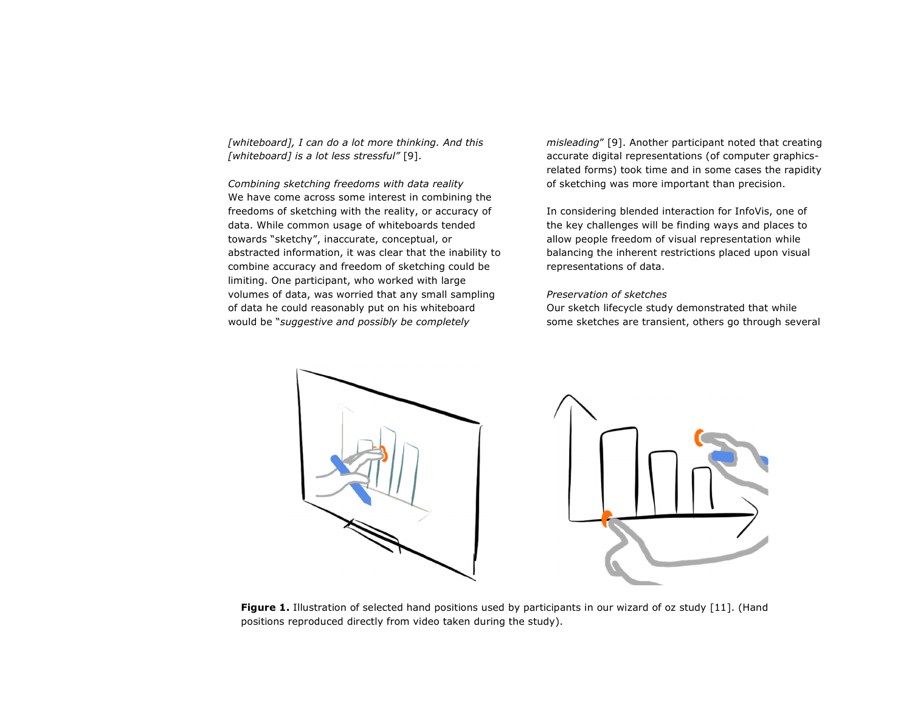*[whiteboard], I can do a lot more thinking. And this [whiteboard] is a lot less stressful"* [9].

*Combining sketching freedoms with data reality*

We have come across some interest in combining the freedoms of sketching with the reality, or accuracy of data. While common usage of whiteboards tended towards "sketchy", inaccurate, conceptual, or abstracted information, it was clear that the inability to combine accuracy and freedom of sketching could be limiting. One participant, who worked with large volumes of data, was worried that any small sampling of data he could reasonably put on his whiteboard would be "*suggestive and possibly be completely misleading*" [9]. Another participant noted that creating accurate digital representations (of computer graphics-related forms) took time and in some cases the rapidity of sketching was more important than precision.

In considering blended interaction for InfoVis, one of the key challenges will be finding ways and places to allow people freedom of visual representation while balancing the inherent restrictions placed upon visual representations of data.

*Preservation of sketches*

Our sketch lifecycle study demonstrated that while some sketches are transient, others go through several

**Figure 1.** Illustration of selected hand positions used by participants in our wizard of oz study [11]. (Hand positions reproduced directly from video taken during the study).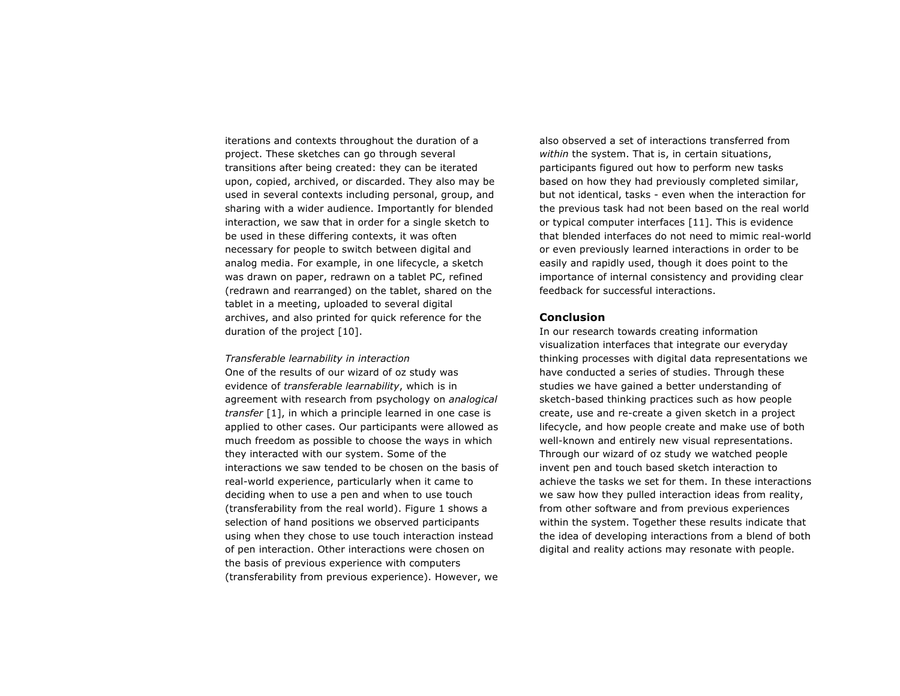iterations and contexts throughout the duration of a project. These sketches can go through several transitions after being created: they can be iterated upon, copied, archived, or discarded. They also may be used in several contexts including personal, group, and sharing with a wider audience. Importantly for blended interaction, we saw that in order for a single sketch to be used in these differing contexts, it was often necessary for people to switch between digital and analog media. For example, in one lifecycle, a sketch was drawn on paper, redrawn on a tablet PC, refined (redrawn and rearranged) on the tablet, shared on the tablet in a meeting, uploaded to several digital archives, and also printed for quick reference for the duration of the project [10].

*Transferable learnability in interaction*

One of the results of our wizard of oz study was evidence of *transferable learnability*, which is in agreement with research from psychology on *analogical transfer* [1], in which a principle learned in one case is applied to other cases. Our participants were allowed as much freedom as possible to choose the ways in which they interacted with our system. Some of the interactions we saw tended to be chosen on the basis of real-world experience, particularly when it came to deciding when to use a pen and when to use touch (transferability from the real world). Figure 1 shows a selection of hand positions we observed participants using when they chose to use touch interaction instead of pen interaction. Other interactions were chosen on the basis of previous experience with computers (transferability from previous experience). However, we also observed a set of interactions transferred from *within* the system. That is, in certain situations, participants figured out how to perform new tasks based on how they had previously completed similar, but not identical, tasks - even when the interaction for the previous task had not been based on the real world or typical computer interfaces [11]. This is evidence that blended interfaces do not need to mimic real-world or even previously learned interactions in order to be easily and rapidly used, though it does point to the importance of internal consistency and providing clear feedback for successful interactions.

## Conclusion

In our research towards creating information visualization interfaces that integrate our everyday thinking processes with digital data representations we have conducted a series of studies. Through these studies we have gained a better understanding of sketch-based thinking practices such as how people create, use and re-create a given sketch in a project lifecycle, and how people create and make use of both well-known and entirely new visual representations. Through our wizard of oz study we watched people invent pen and touch based sketch interaction to achieve the tasks we set for them. In these interactions we saw how they pulled interaction ideas from reality, from other software and from previous experiences within the system. Together these results indicate that the idea of developing interactions from a blend of both digital and reality actions may resonate with people.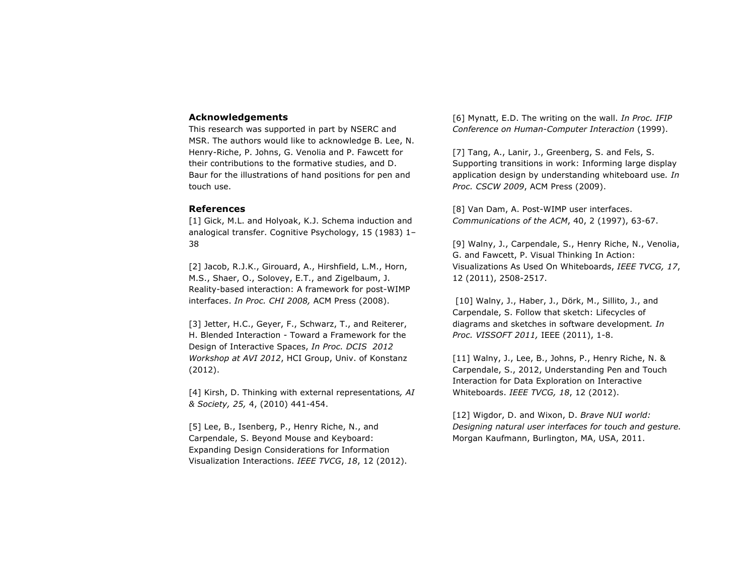## Acknowledgements

This research was supported in part by NSERC and MSR. The authors would like to acknowledge B. Lee, N. Henry-Riche, P. Johns, G. Venolia and P. Fawcett for their contributions to the formative studies, and D. Baur for the illustrations of hand positions for pen and touch use.

## References

[1] Gick, M.L. and Holyoak, K.J. Schema induction and analogical transfer. Cognitive Psychology, 15 (1983) 1–38

[2] Jacob, R.J.K., Girouard, A., Hirshfield, L.M., Horn, M.S., Shaer, O., Solovey, E.T., and Zigelbaum, J. Reality-based interaction: A framework for post-WIMP interfaces. *In Proc. CHI 2008,* ACM Press (2008).

[3] Jetter, H.C., Geyer, F., Schwarz, T., and Reiterer, H. Blended Interaction - Toward a Framework for the Design of Interactive Spaces, *In Proc. DCIS 2012 Workshop at AVI 2012*, HCI Group, Univ. of Konstanz (2012).

[4] Kirsh, D. Thinking with external representations*, AI & Society, 25,* 4, (2010) 441-454.

[5] Lee, B., Isenberg, P., Henry Riche, N., and Carpendale, S. Beyond Mouse and Keyboard: Expanding Design Considerations for Information Visualization Interactions. *IEEE TVCG*, *18*, 12 (2012).

[6] Mynatt, E.D. The writing on the wall. *In Proc. IFIP Conference on Human-Computer Interaction* (1999).

[7] Tang, A., Lanir, J., Greenberg, S. and Fels, S. Supporting transitions in work: Informing large display application design by understanding whiteboard use*. In Proc. CSCW 2009*, ACM Press (2009).

[8] Van Dam, A. Post-WIMP user interfaces. *Communications of the ACM*, 40, 2 (1997), 63-67.

[9] Walny, J., Carpendale, S., Henry Riche, N., Venolia, G. and Fawcett, P. Visual Thinking In Action: Visualizations As Used On Whiteboards, *IEEE TVCG, 17*, 12 (2011), 2508-2517.

[10] Walny, J., Haber, J., Dörk, M., Sillito, J., and Carpendale, S. Follow that sketch: Lifecycles of diagrams and sketches in software development*. In Proc. VISSOFT 2011,* IEEE (2011), 1-8.

[11] Walny, J., Lee, B., Johns, P., Henry Riche, N. & Carpendale, S., 2012, Understanding Pen and Touch Interaction for Data Exploration on Interactive Whiteboards. *IEEE TVCG, 18*, 12 (2012).

[12] Wigdor, D. and Wixon, D. *Brave NUI world: Designing natural user interfaces for touch and gesture.* Morgan Kaufmann, Burlington, MA, USA, 2011.